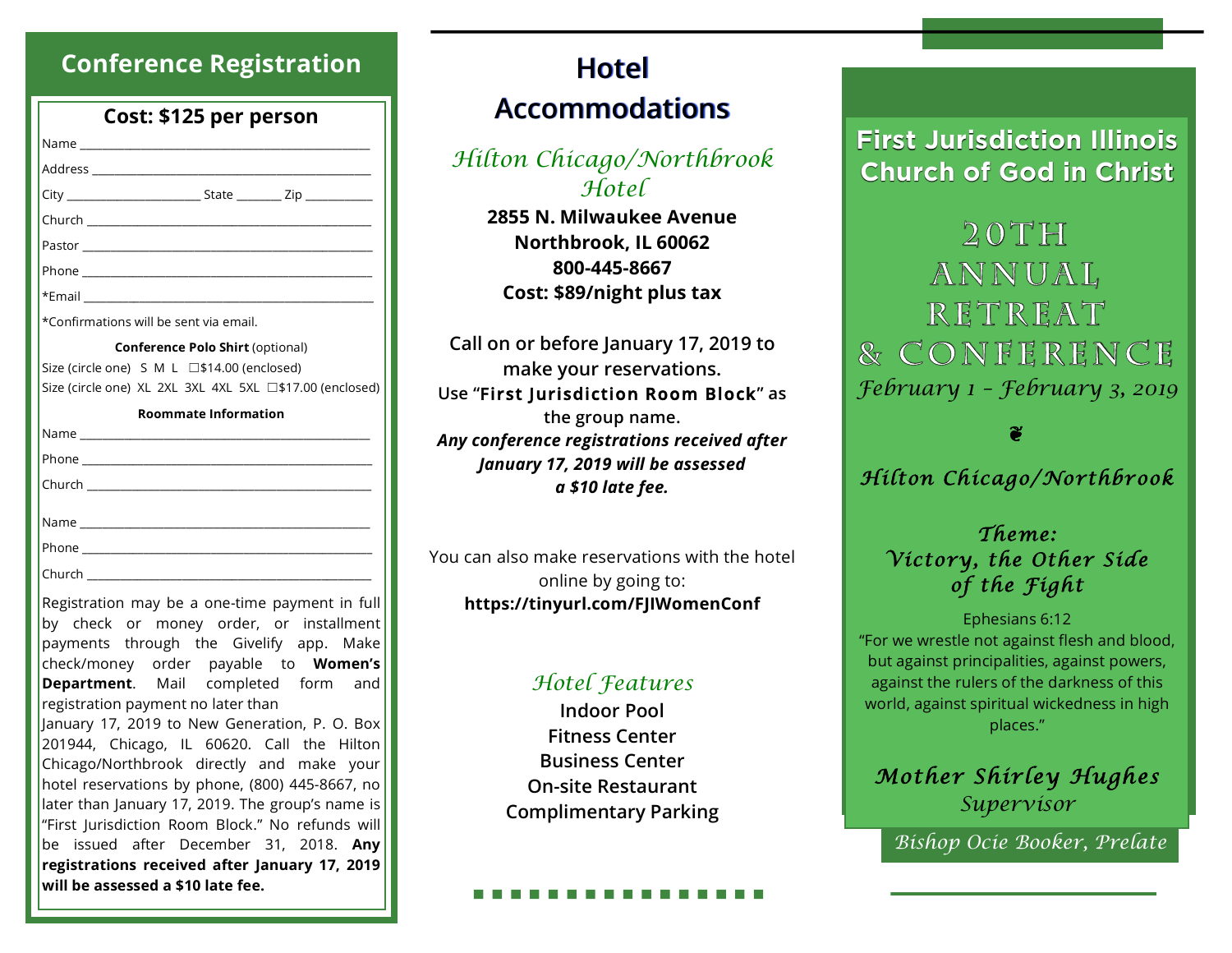## Conference Registration

**Cost: $125 per person**

Name ___________________________________________

Address _________________________________________

City ____________________ State _______ Zip __________

Church _________________________________________

Pastor __________________________________________

Phone __________________________________________

*Email __________________________________________

*Confirmations will be sent via email.

**Conference Polo Shirt** (optional)

Size (circle one) S M L ☐$14.00 (enclosed)

Size (circle one) XL 2XL 3XL 4XL 5XL ☐$17.00 (enclosed)

**Roommate Information**

Name ___________________________________________

Phone __________________________________________

Church _________________________________________

Name ___________________________________________

Phone __________________________________________

Church _________________________________________

Registration may be a one-time payment in full by check or money order, or installment payments through the Givelify app. Make check/money order payable to **Women's Department**. Mail completed form and registration payment no later than January 17, 2019 to New Generation, P. O. Box 201944, Chicago, IL 60620. Call the Hilton Chicago/Northbrook directly and make your hotel reservations by phone, (800) 445-8667, no later than January 17, 2019. The group's name is "First Jurisdiction Room Block." No refunds will be issued after December 31, 2018. **Any registrations received after January 17, 2019 will be assessed a $10 late fee.**

## Hotel Accommodations

*Hilton Chicago/Northbrook Hotel*

**2855 N. Milwaukee Avenue**
**Northbrook, IL 60062**
**800-445-8667**
**Cost: $89/night plus tax**

**Call on or before January 17, 2019 to make your reservations.**
Use "**First Jurisdiction Room Block**" as the group name.
***Any conference registrations received after January 17, 2019 will be assessed a $10 late fee.***

You can also make reservations with the hotel online by going to:
**https://tinyurl.com/FJIWomenConf**

*Hotel Features*

**Indoor Pool**
**Fitness Center**
**Business Center**
**On-site Restaurant**
**Complimentary Parking**

# First Jurisdiction Illinois Church of God in Christ

# 20TH ANNUAL RETREAT & CONFERENCE

*February 1 – February 3, 2019*

*Hilton Chicago/Northbrook*

***Theme:***
***Victory, the Other Side of the Fight***

Ephesians 6:12
"For we wrestle not against flesh and blood, but against principalities, against powers, against the rulers of the darkness of this world, against spiritual wickedness in high places."

***Mother Shirley Hughes***
*Supervisor*

*Bishop Ocie Booker, Prelate*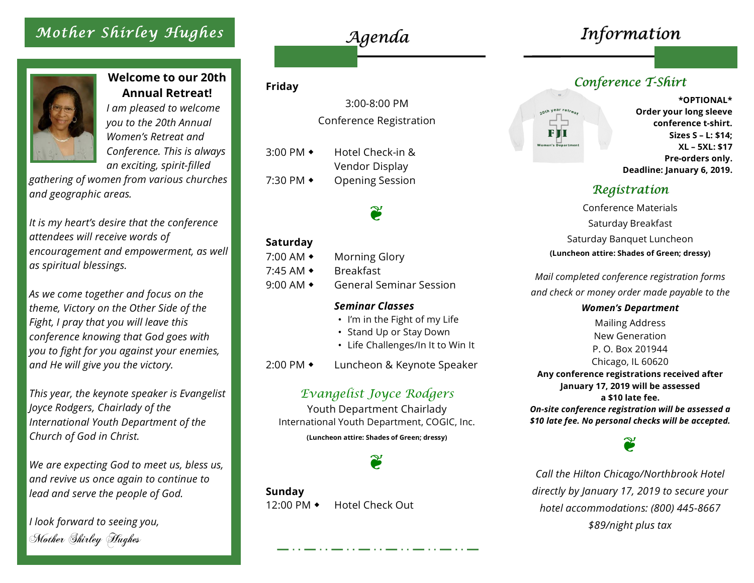## Mother Shirley Hughes

**Welcome to our 20th Annual Retreat!**

*I am pleased to welcome you to the 20th Annual Women's Retreat and Conference. This is always an exciting, spirit-filled gathering of women from various churches and geographic areas.*

*It is my heart's desire that the conference attendees will receive words of encouragement and empowerment, as well as spiritual blessings.*

*As we come together and focus on the theme, Victory on the Other Side of the Fight, I pray that you will leave this conference knowing that God goes with you to fight for you against your enemies, and He will give you the victory.*

*This year, the keynote speaker is Evangelist Joyce Rodgers, Chairlady of the International Youth Department of the Church of God in Christ.*

*We are expecting God to meet us, bless us, and revive us once again to continue to lead and serve the people of God.*

*I look forward to seeing you,*

*Mother Shirley Hughes*

## Agenda

**Friday**

3:00-8:00 PM
Conference Registration

3:00 PM ◆ Hotel Check-in & Vendor Display
7:30 PM ◆ Opening Session

**Saturday**

7:00 AM ◆ Morning Glory
7:45 AM ◆ Breakfast
9:00 AM ◆ General Seminar Session

***Seminar Classes***

- I'm in the Fight of my Life
- Stand Up or Stay Down
- Life Challenges/In It to Win It

2:00 PM ◆ Luncheon & Keynote Speaker

### *Evangelist Joyce Rodgers*

Youth Department Chairlady
International Youth Department, COGIC, Inc.

**(Luncheon attire: Shades of Green; dressy)**

**Sunday**

12:00 PM ◆ Hotel Check Out

## Information

### *Conference T-Shirt*

**\*OPTIONAL\***
**Order your long sleeve conference t-shirt.**
**Sizes S – L: $14;**
**XL – 5XL: $17**
**Pre-orders only.**
**Deadline: January 6, 2019.**

### *Registration*

Conference Materials
Saturday Breakfast
Saturday Banquet Luncheon
**(Luncheon attire: Shades of Green; dressy)**

*Mail completed conference registration forms and check or money order made payable to the*

***Women's Department***

Mailing Address
New Generation
P. O. Box 201944
Chicago, IL 60620

**Any conference registrations received after January 17, 2019 will be assessed a $10 late fee.**

***On-site conference registration will be assessed a $10 late fee. No personal checks will be accepted.***

*Call the Hilton Chicago/Northbrook Hotel directly by January 17, 2019 to secure your hotel accommodations: (800) 445-8667*
*$89/night plus tax*